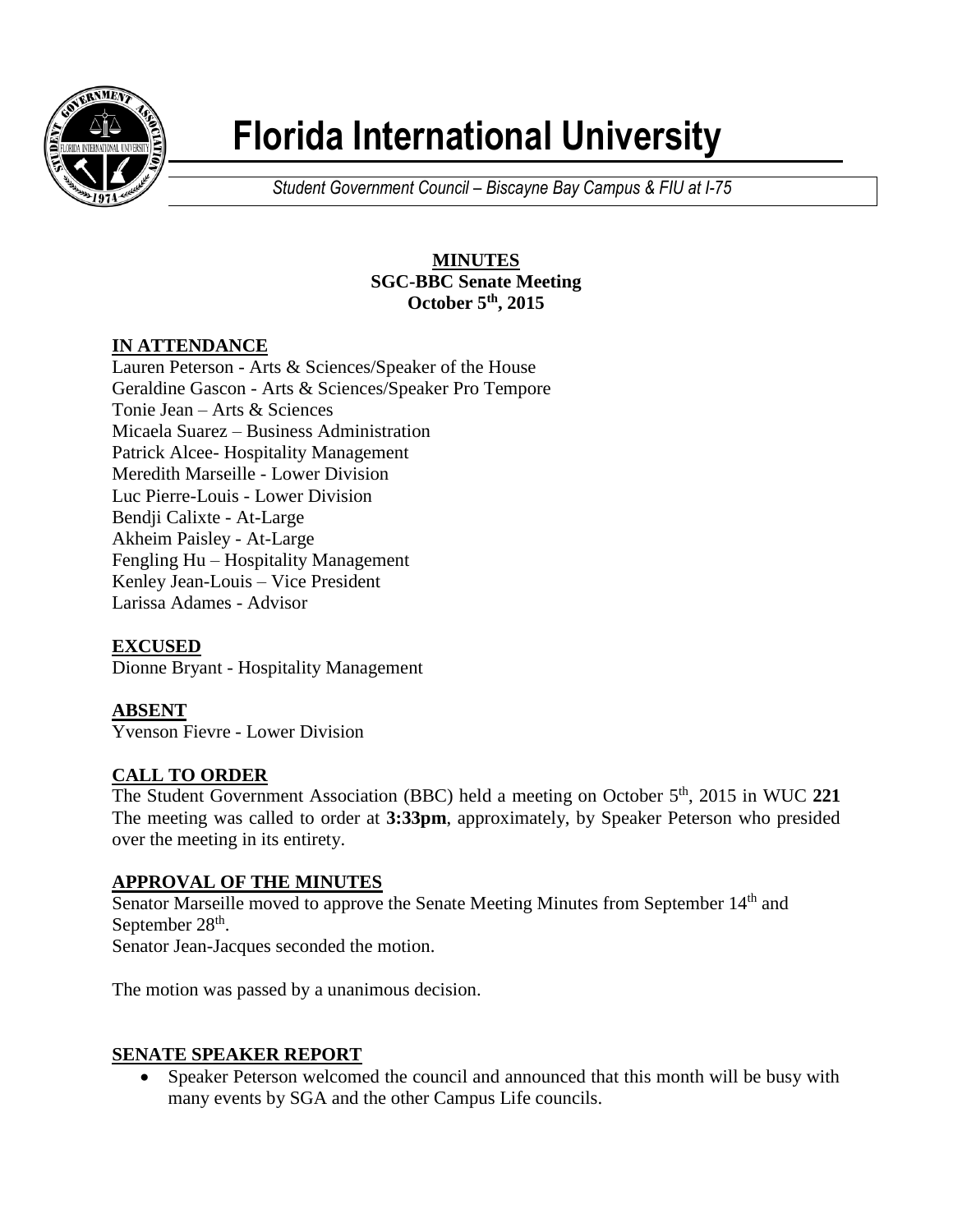# Florida International University

*Student Government Council – Biscayne Bay Campus & FIU at I-75*

**MINUTES**
**SGC-BBC Senate Meeting**
**October 5th, 2015**

## IN ATTENDANCE

Lauren Peterson - Arts & Sciences/Speaker of the House
Geraldine Gascon - Arts & Sciences/Speaker Pro Tempore
Tonie Jean – Arts & Sciences
Micaela Suarez – Business Administration
Patrick Alcee- Hospitality Management
Meredith Marseille - Lower Division
Luc Pierre-Louis - Lower Division
Bendji Calixte - At-Large
Akheim Paisley - At-Large
Fengling Hu – Hospitality Management
Kenley Jean-Louis – Vice President
Larissa Adames - Advisor

## EXCUSED

Dionne Bryant - Hospitality Management

## ABSENT

Yvenson Fievre - Lower Division

## CALL TO ORDER

The Student Government Association (BBC) held a meeting on October 5th, 2015 in WUC **221** The meeting was called to order at **3:33pm**, approximately, by Speaker Peterson who presided over the meeting in its entirety.

## APPROVAL OF THE MINUTES

Senator Marseille moved to approve the Senate Meeting Minutes from September 14th and September 28th.
Senator Jean-Jacques seconded the motion.

The motion was passed by a unanimous decision.

## SENATE SPEAKER REPORT

- Speaker Peterson welcomed the council and announced that this month will be busy with many events by SGA and the other Campus Life councils.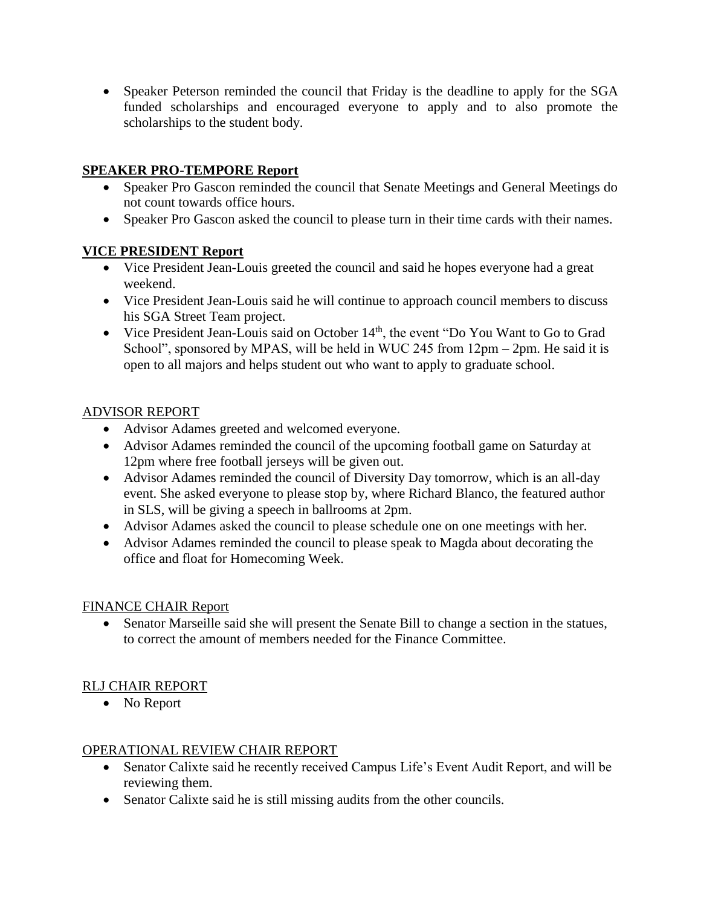- Speaker Peterson reminded the council that Friday is the deadline to apply for the SGA funded scholarships and encouraged everyone to apply and to also promote the scholarships to the student body.

## **SPEAKER PRO-TEMPORE Report**

- Speaker Pro Gascon reminded the council that Senate Meetings and General Meetings do not count towards office hours.
- Speaker Pro Gascon asked the council to please turn in their time cards with their names.

## **VICE PRESIDENT Report**

- Vice President Jean-Louis greeted the council and said he hopes everyone had a great weekend.
- Vice President Jean-Louis said he will continue to approach council members to discuss his SGA Street Team project.
- Vice President Jean-Louis said on October 14th, the event "Do You Want to Go to Grad School", sponsored by MPAS, will be held in WUC 245 from 12pm – 2pm. He said it is open to all majors and helps student out who want to apply to graduate school.

## ADVISOR REPORT

- Advisor Adames greeted and welcomed everyone.
- Advisor Adames reminded the council of the upcoming football game on Saturday at 12pm where free football jerseys will be given out.
- Advisor Adames reminded the council of Diversity Day tomorrow, which is an all-day event. She asked everyone to please stop by, where Richard Blanco, the featured author in SLS, will be giving a speech in ballrooms at 2pm.
- Advisor Adames asked the council to please schedule one on one meetings with her.
- Advisor Adames reminded the council to please speak to Magda about decorating the office and float for Homecoming Week.

## FINANCE CHAIR Report

- Senator Marseille said she will present the Senate Bill to change a section in the statues, to correct the amount of members needed for the Finance Committee.

## RLJ CHAIR REPORT

- No Report

## OPERATIONAL REVIEW CHAIR REPORT

- Senator Calixte said he recently received Campus Life's Event Audit Report, and will be reviewing them.
- Senator Calixte said he is still missing audits from the other councils.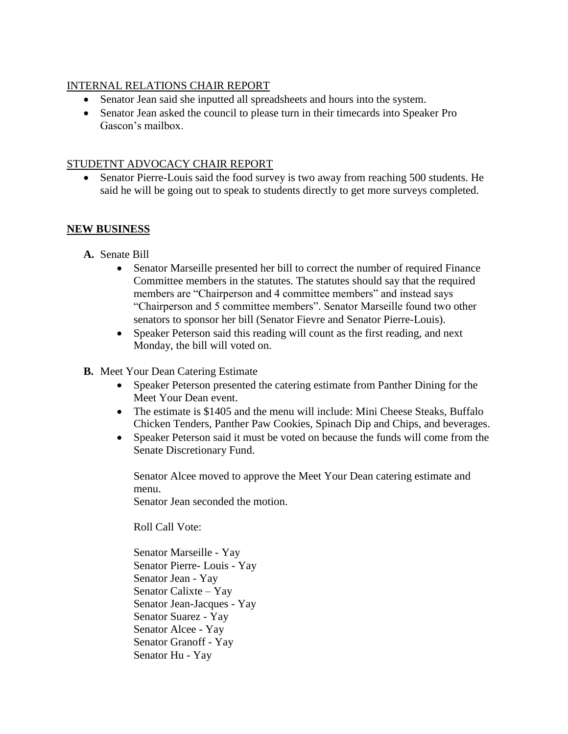INTERNAL RELATIONS CHAIR REPORT

- Senator Jean said she inputted all spreadsheets and hours into the system.
- Senator Jean asked the council to please turn in their timecards into Speaker Pro Gascon's mailbox.

STUDETNT ADVOCACY CHAIR REPORT

- Senator Pierre-Louis said the food survey is two away from reaching 500 students. He said he will be going out to speak to students directly to get more surveys completed.

**NEW BUSINESS**

**A.** Senate Bill

- Senator Marseille presented her bill to correct the number of required Finance Committee members in the statutes. The statutes should say that the required members are "Chairperson and 4 committee members" and instead says "Chairperson and 5 committee members". Senator Marseille found two other senators to sponsor her bill (Senator Fievre and Senator Pierre-Louis).
- Speaker Peterson said this reading will count as the first reading, and next Monday, the bill will voted on.

**B.** Meet Your Dean Catering Estimate

- Speaker Peterson presented the catering estimate from Panther Dining for the Meet Your Dean event.
- The estimate is $1405 and the menu will include: Mini Cheese Steaks, Buffalo Chicken Tenders, Panther Paw Cookies, Spinach Dip and Chips, and beverages.
- Speaker Peterson said it must be voted on because the funds will come from the Senate Discretionary Fund.

Senator Alcee moved to approve the Meet Your Dean catering estimate and menu.
Senator Jean seconded the motion.

Roll Call Vote:

Senator Marseille - Yay
Senator Pierre- Louis - Yay
Senator Jean - Yay
Senator Calixte – Yay
Senator Jean-Jacques - Yay
Senator Suarez - Yay
Senator Alcee - Yay
Senator Granoff - Yay
Senator Hu - Yay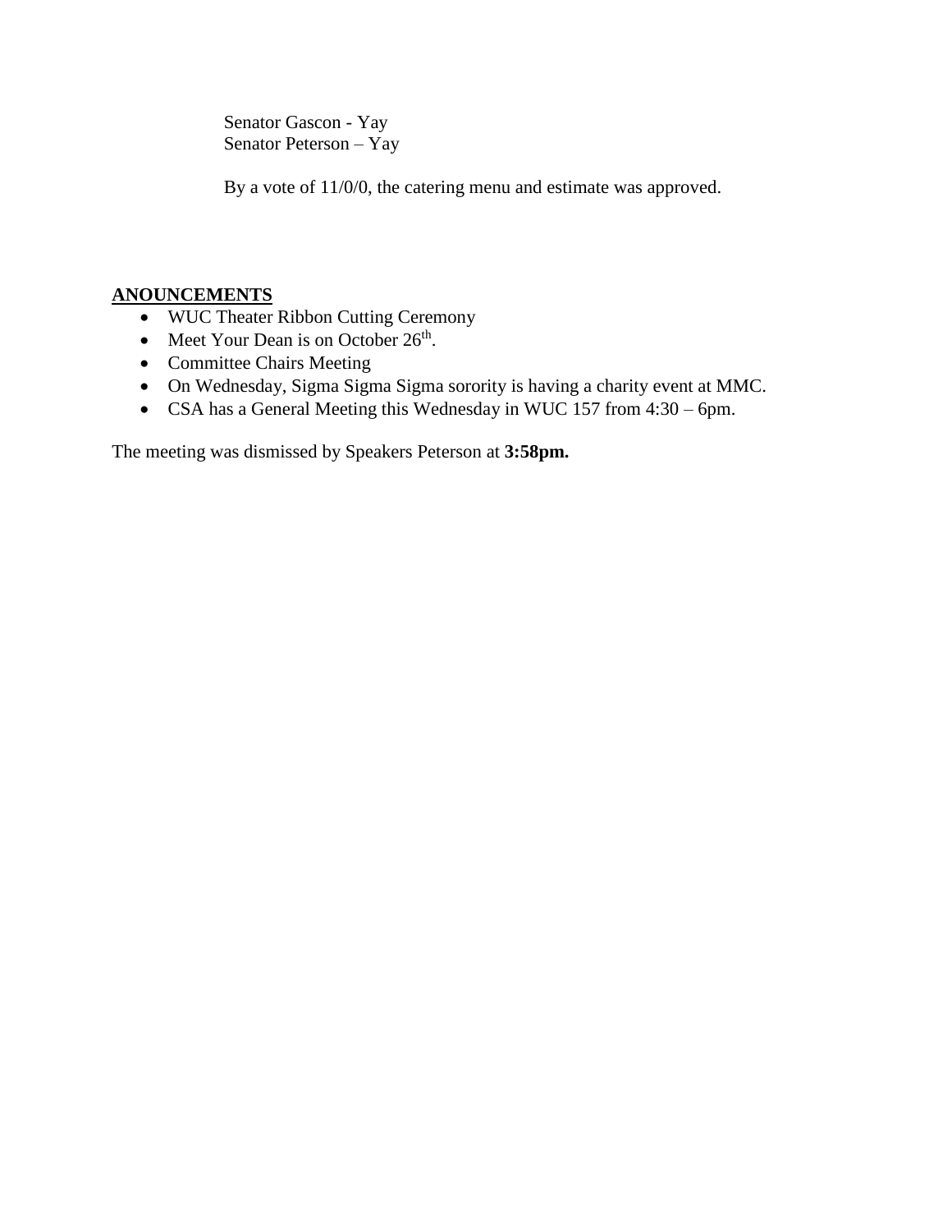Senator Gascon - Yay
Senator Peterson – Yay

By a vote of 11/0/0, the catering menu and estimate was approved.

**ANOUNCEMENTS**

- WUC Theater Ribbon Cutting Ceremony
- Meet Your Dean is on October 26th.
- Committee Chairs Meeting
- On Wednesday, Sigma Sigma Sigma sorority is having a charity event at MMC.
- CSA has a General Meeting this Wednesday in WUC 157 from 4:30 – 6pm.

The meeting was dismissed by Speakers Peterson at **3:58pm.**